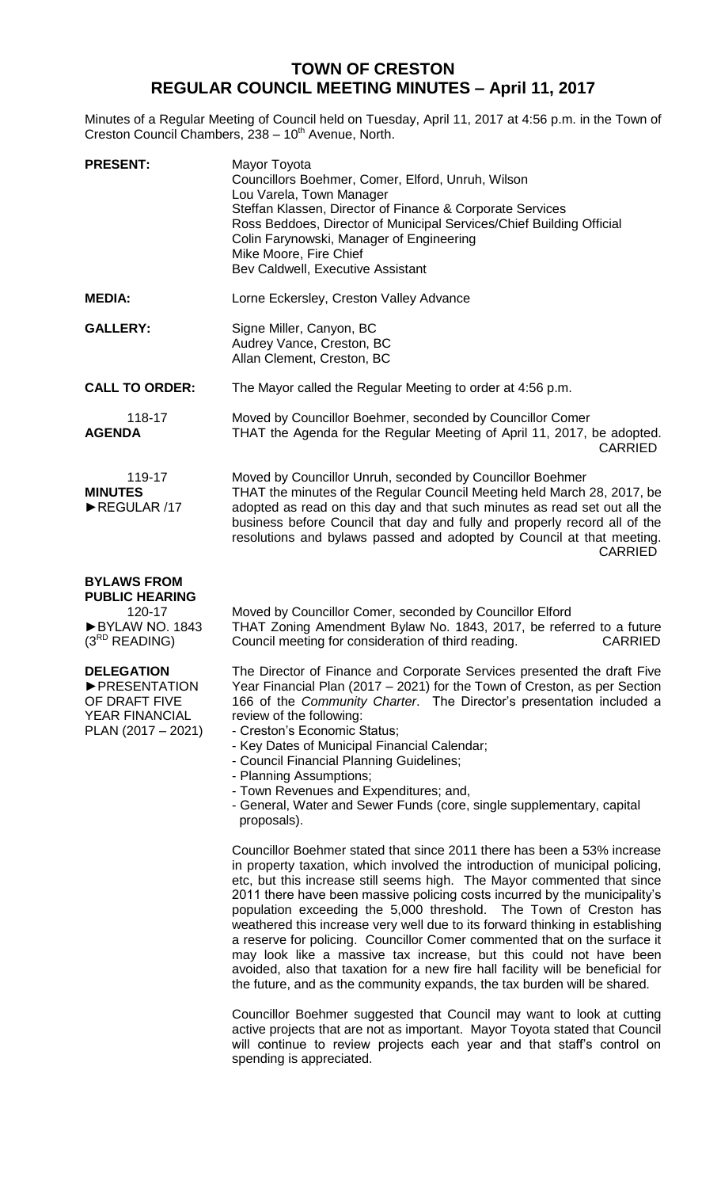# TOWN OF CRESTON
## REGULAR COUNCIL MEETING MINUTES – April 11, 2017

Minutes of a Regular Meeting of Council held on Tuesday, April 11, 2017 at 4:56 p.m. in the Town of Creston Council Chambers, 238 – 10th Avenue, North.

**PRESENT:**
Mayor Toyota
Councillors Boehmer, Comer, Elford, Unruh, Wilson
Lou Varela, Town Manager
Steffan Klassen, Director of Finance & Corporate Services
Ross Beddoes, Director of Municipal Services/Chief Building Official
Colin Farynowski, Manager of Engineering
Mike Moore, Fire Chief
Bev Caldwell, Executive Assistant

**MEDIA:**
Lorne Eckersley, Creston Valley Advance

**GALLERY:**
Signe Miller, Canyon, BC
Audrey Vance, Creston, BC
Allan Clement, Creston, BC

**CALL TO ORDER:**
The Mayor called the Regular Meeting to order at 4:56 p.m.

118-17
**AGENDA**

Moved by Councillor Boehmer, seconded by Councillor Comer
THAT the Agenda for the Regular Meeting of April 11, 2017, be adopted.
CARRIED

119-17
**MINUTES**
►REGULAR /17

Moved by Councillor Unruh, seconded by Councillor Boehmer
THAT the minutes of the Regular Council Meeting held March 28, 2017, be adopted as read on this day and that such minutes as read set out all the business before Council that day and fully and properly record all of the resolutions and bylaws passed and adopted by Council at that meeting.
CARRIED

**BYLAWS FROM PUBLIC HEARING**
120-17
►BYLAW NO. 1843 (3RD READING)

Moved by Councillor Comer, seconded by Councillor Elford
THAT Zoning Amendment Bylaw No. 1843, 2017, be referred to a future Council meeting for consideration of third reading.
CARRIED

**DELEGATION**
►PRESENTATION OF DRAFT FIVE YEAR FINANCIAL PLAN (2017 – 2021)

The Director of Finance and Corporate Services presented the draft Five Year Financial Plan (2017 – 2021) for the Town of Creston, as per Section 166 of the *Community Charter*. The Director's presentation included a review of the following:

- Creston's Economic Status;
- Key Dates of Municipal Financial Calendar;
- Council Financial Planning Guidelines;
- Planning Assumptions;
- Town Revenues and Expenditures; and,
- General, Water and Sewer Funds (core, single supplementary, capital proposals).

Councillor Boehmer stated that since 2011 there has been a 53% increase in property taxation, which involved the introduction of municipal policing, etc, but this increase still seems high. The Mayor commented that since 2011 there have been massive policing costs incurred by the municipality's population exceeding the 5,000 threshold. The Town of Creston has weathered this increase very well due to its forward thinking in establishing a reserve for policing. Councillor Comer commented that on the surface it may look like a massive tax increase, but this could not have been avoided, also that taxation for a new fire hall facility will be beneficial for the future, and as the community expands, the tax burden will be shared.

Councillor Boehmer suggested that Council may want to look at cutting active projects that are not as important. Mayor Toyota stated that Council will continue to review projects each year and that staff's control on spending is appreciated.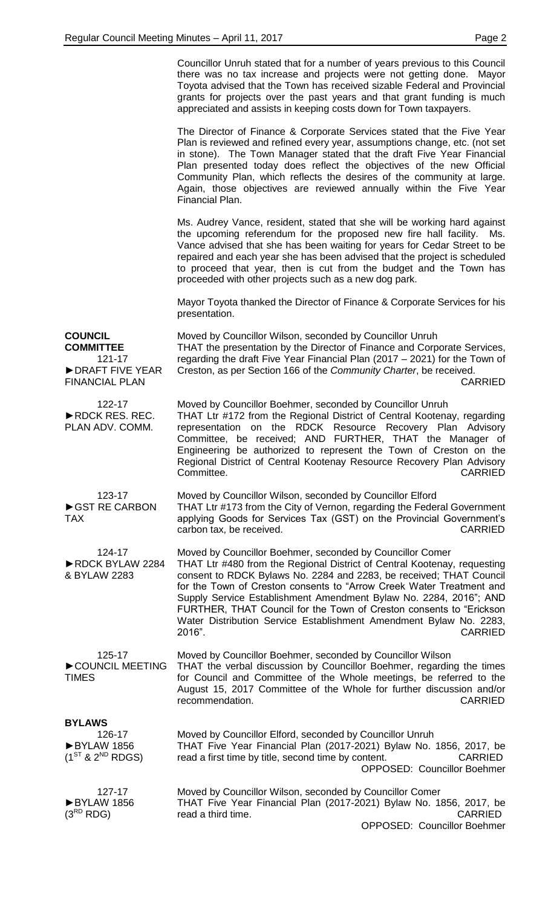Councillor Unruh stated that for a number of years previous to this Council there was no tax increase and projects were not getting done. Mayor Toyota advised that the Town has received sizable Federal and Provincial grants for projects over the past years and that grant funding is much appreciated and assists in keeping costs down for Town taxpayers.

The Director of Finance & Corporate Services stated that the Five Year Plan is reviewed and refined every year, assumptions change, etc. (not set in stone). The Town Manager stated that the draft Five Year Financial Plan presented today does reflect the objectives of the new Official Community Plan, which reflects the desires of the community at large. Again, those objectives are reviewed annually within the Five Year Financial Plan.

Ms. Audrey Vance, resident, stated that she will be working hard against the upcoming referendum for the proposed new fire hall facility. Ms. Vance advised that she has been waiting for years for Cedar Street to be repaired and each year she has been advised that the project is scheduled to proceed that year, then is cut from the budget and the Town has proceeded with other projects such as a new dog park.

Mayor Toyota thanked the Director of Finance & Corporate Services for his presentation.

**COUNCIL COMMITTEE**

121-17
►DRAFT FIVE YEAR FINANCIAL PLAN

Moved by Councillor Wilson, seconded by Councillor Unruh
THAT the presentation by the Director of Finance and Corporate Services, regarding the draft Five Year Financial Plan (2017 – 2021) for the Town of Creston, as per Section 166 of the *Community Charter*, be received.
CARRIED

122-17
►RDCK RES. REC. PLAN ADV. COMM.

Moved by Councillor Boehmer, seconded by Councillor Unruh
THAT Ltr #172 from the Regional District of Central Kootenay, regarding representation on the RDCK Resource Recovery Plan Advisory Committee, be received; AND FURTHER, THAT the Manager of Engineering be authorized to represent the Town of Creston on the Regional District of Central Kootenay Resource Recovery Plan Advisory Committee.
CARRIED

123-17
►GST RE CARBON TAX

Moved by Councillor Wilson, seconded by Councillor Elford
THAT Ltr #173 from the City of Vernon, regarding the Federal Government applying Goods for Services Tax (GST) on the Provincial Government's carbon tax, be received.
CARRIED

124-17
►RDCK BYLAW 2284 & BYLAW 2283

Moved by Councillor Boehmer, seconded by Councillor Comer
THAT Ltr #480 from the Regional District of Central Kootenay, requesting consent to RDCK Bylaws No. 2284 and 2283, be received; THAT Council for the Town of Creston consents to "Arrow Creek Water Treatment and Supply Service Establishment Amendment Bylaw No. 2284, 2016"; AND FURTHER, THAT Council for the Town of Creston consents to "Erickson Water Distribution Service Establishment Amendment Bylaw No. 2283, 2016".
CARRIED

125-17
►COUNCIL MEETING TIMES

Moved by Councillor Boehmer, seconded by Councillor Wilson
THAT the verbal discussion by Councillor Boehmer, regarding the times for Council and Committee of the Whole meetings, be referred to the August 15, 2017 Committee of the Whole for further discussion and/or recommendation.
CARRIED

**BYLAWS**

126-17
►BYLAW 1856 ($1^{ST}$ & $2^{ND}$ RDGS)

Moved by Councillor Elford, seconded by Councillor Unruh
THAT Five Year Financial Plan (2017-2021) Bylaw No. 1856, 2017, be read a first time by title, second time by content.
CARRIED
OPPOSED: Councillor Boehmer

127-17
►BYLAW 1856 ($3^{RD}$ RDG)

Moved by Councillor Wilson, seconded by Councillor Comer
THAT Five Year Financial Plan (2017-2021) Bylaw No. 1856, 2017, be read a third time.
CARRIED
OPPOSED: Councillor Boehmer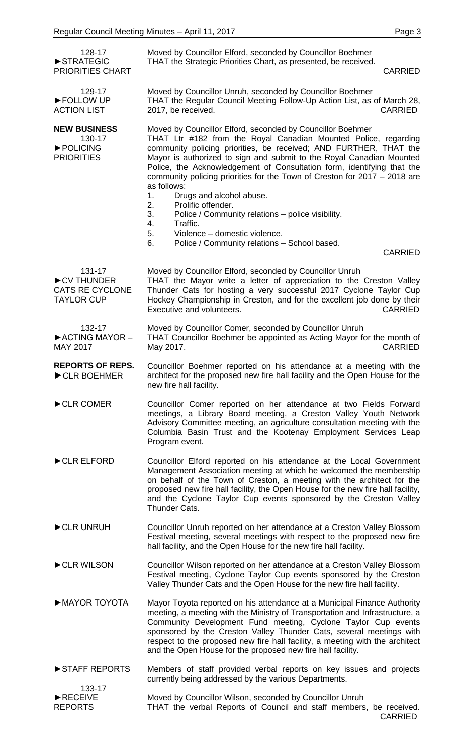**128-17**
**►STRATEGIC PRIORITIES CHART**

Moved by Councillor Elford, seconded by Councillor Boehmer
THAT the Strategic Priorities Chart, as presented, be received.
CARRIED

**129-17**
**►FOLLOW UP ACTION LIST**

Moved by Councillor Unruh, seconded by Councillor Boehmer
THAT the Regular Council Meeting Follow-Up Action List, as of March 28, 2017, be received.
CARRIED

## NEW BUSINESS

**130-17**
**►POLICING PRIORITIES**

Moved by Councillor Elford, seconded by Councillor Boehmer
THAT Ltr #182 from the Royal Canadian Mounted Police, regarding community policing priorities, be received; AND FURTHER, THAT the Mayor is authorized to sign and submit to the Royal Canadian Mounted Police, the Acknowledgement of Consultation form, identifying that the community policing priorities for the Town of Creston for 2017 – 2018 are as follows:

1. Drugs and alcohol abuse.
2. Prolific offender.
3. Police / Community relations – police visibility.
4. Traffic.
5. Violence – domestic violence.
6. Police / Community relations – School based.

CARRIED

**131-17**
**►CV THUNDER CATS RE CYCLONE TAYLOR CUP**

Moved by Councillor Elford, seconded by Councillor Unruh
THAT the Mayor write a letter of appreciation to the Creston Valley Thunder Cats for hosting a very successful 2017 Cyclone Taylor Cup Hockey Championship in Creston, and for the excellent job done by their Executive and volunteers.
CARRIED

**132-17**
**►ACTING MAYOR – MAY 2017**

Moved by Councillor Comer, seconded by Councillor Unruh
THAT Councillor Boehmer be appointed as Acting Mayor for the month of May 2017.
CARRIED

## REPORTS OF REPS.

**►CLR BOEHMER**

Councillor Boehmer reported on his attendance at a meeting with the architect for the proposed new fire hall facility and the Open House for the new fire hall facility.

**►CLR COMER**

Councillor Comer reported on her attendance at two Fields Forward meetings, a Library Board meeting, a Creston Valley Youth Network Advisory Committee meeting, an agriculture consultation meeting with the Columbia Basin Trust and the Kootenay Employment Services Leap Program event.

**►CLR ELFORD**

Councillor Elford reported on his attendance at the Local Government Management Association meeting at which he welcomed the membership on behalf of the Town of Creston, a meeting with the architect for the proposed new fire hall facility, the Open House for the new fire hall facility, and the Cyclone Taylor Cup events sponsored by the Creston Valley Thunder Cats.

**►CLR UNRUH**

Councillor Unruh reported on her attendance at a Creston Valley Blossom Festival meeting, several meetings with respect to the proposed new fire hall facility, and the Open House for the new fire hall facility.

**►CLR WILSON**

Councillor Wilson reported on her attendance at a Creston Valley Blossom Festival meeting, Cyclone Taylor Cup events sponsored by the Creston Valley Thunder Cats and the Open House for the new fire hall facility.

**►MAYOR TOYOTA**

Mayor Toyota reported on his attendance at a Municipal Finance Authority meeting, a meeting with the Ministry of Transportation and Infrastructure, a Community Development Fund meeting, Cyclone Taylor Cup events sponsored by the Creston Valley Thunder Cats, several meetings with respect to the proposed new fire hall facility, a meeting with the architect and the Open House for the proposed new fire hall facility.

**►STAFF REPORTS**

Members of staff provided verbal reports on key issues and projects currently being addressed by the various Departments.

**133-17**
**►RECEIVE REPORTS**

Moved by Councillor Wilson, seconded by Councillor Unruh
THAT the verbal Reports of Council and staff members, be received.
CARRIED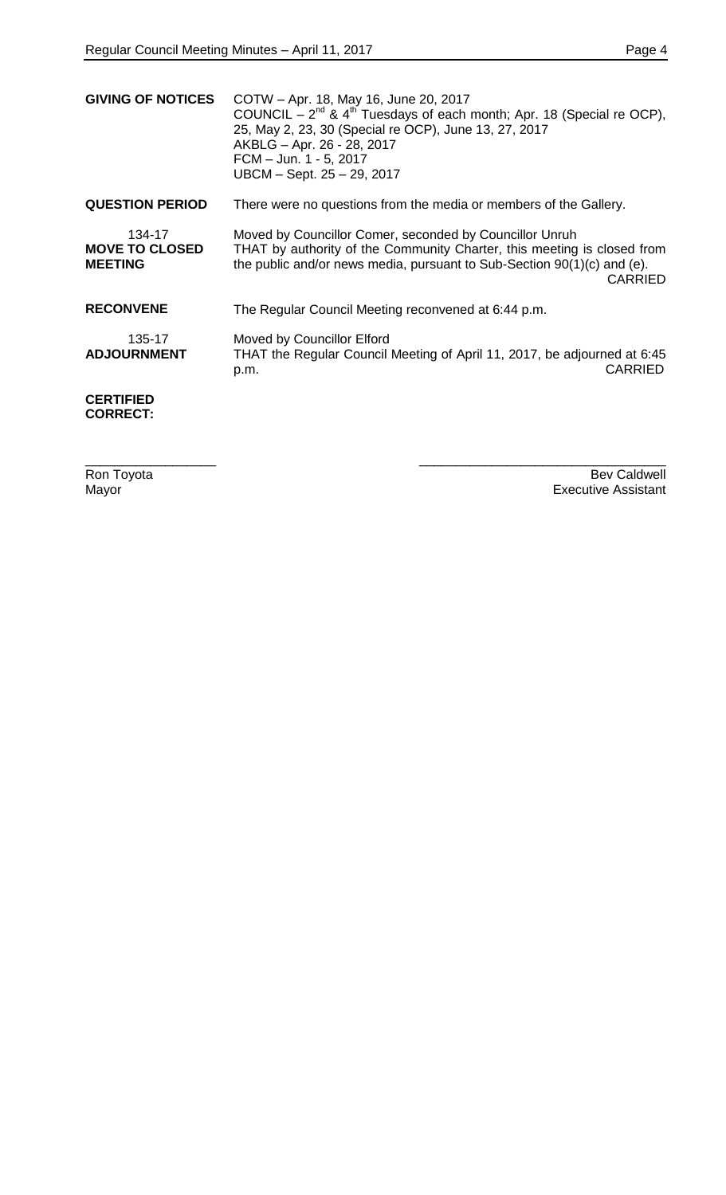**GIVING OF NOTICES**

COTW – Apr. 18, May 16, June 20, 2017
COUNCIL – 2nd & 4th Tuesdays of each month; Apr. 18 (Special re OCP), 25, May 2, 23, 30 (Special re OCP), June 13, 27, 2017
AKBLG – Apr. 26 - 28, 2017
FCM – Jun. 1 - 5, 2017
UBCM – Sept. 25 – 29, 2017

**QUESTION PERIOD**

There were no questions from the media or members of the Gallery.

134-17
**MOVE TO CLOSED MEETING**

Moved by Councillor Comer, seconded by Councillor Unruh
THAT by authority of the Community Charter, this meeting is closed from the public and/or news media, pursuant to Sub-Section 90(1)(c) and (e).
CARRIED

**RECONVENE**

The Regular Council Meeting reconvened at 6:44 p.m.

135-17
**ADJOURNMENT**

Moved by Councillor Elford
THAT the Regular Council Meeting of April 11, 2017, be adjourned at 6:45 p.m.
CARRIED

**CERTIFIED CORRECT:**

\_\_\_\_\_\_\_\_\_\_\_\_\_\_\_\_\_\_
Ron Toyota
Mayor

\_\_\_\_\_\_\_\_\_\_\_\_\_\_\_\_\_\_\_\_\_\_\_\_\_\_\_\_\_\_\_\_\_\_
Bev Caldwell
Executive Assistant